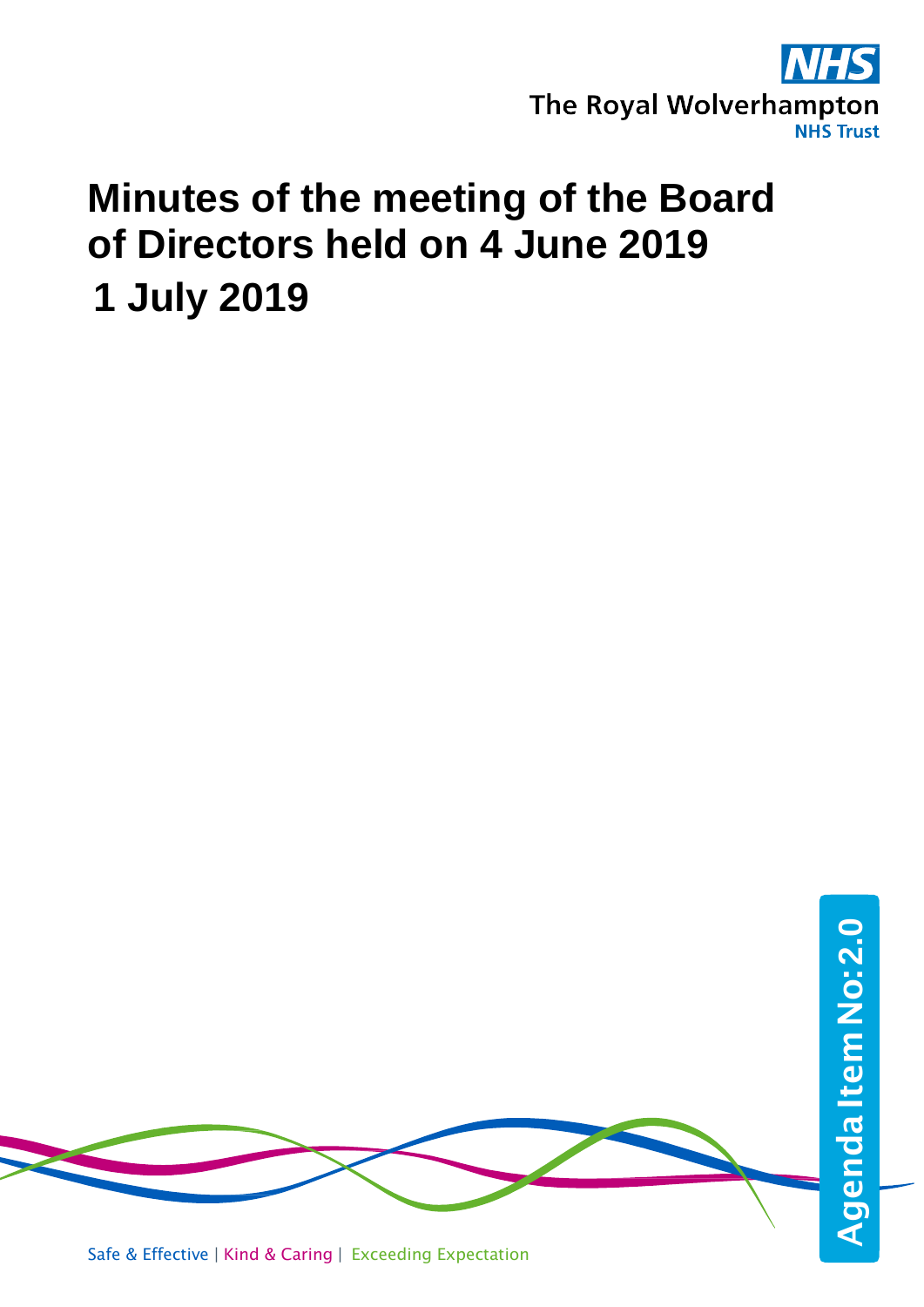The Royal Wolverhampton NHS Trust

# Minutes of the meeting of the Board of Directors held on 4 June 2019

## 1 July 2019

Agenda Item No: 2.0

Safe & Effective | Kind & Caring | Exceeding Expectation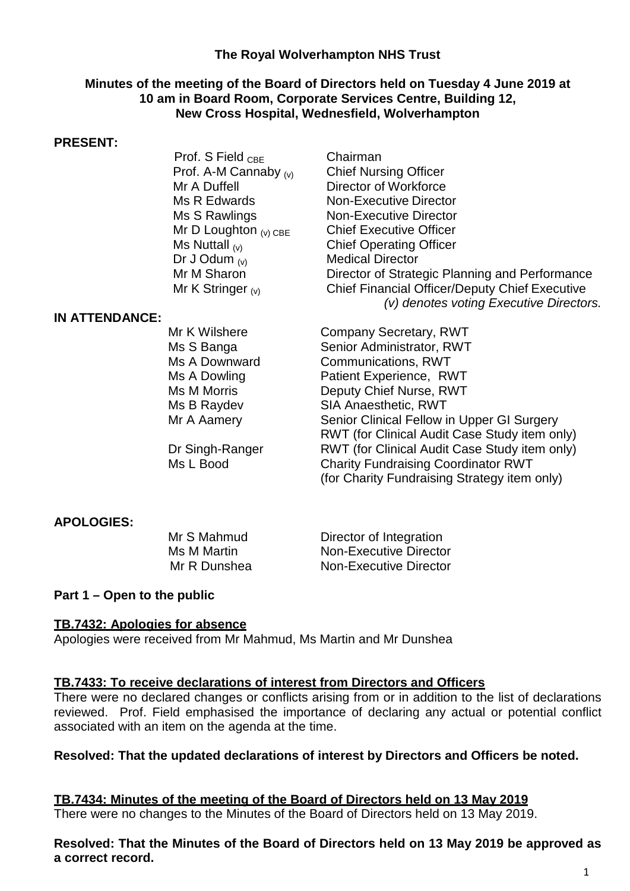**The Royal Wolverhampton NHS Trust**

**Minutes of the meeting of the Board of Directors held on Tuesday 4 June 2019 at 10 am in Board Room, Corporate Services Centre, Building 12, New Cross Hospital, Wednesfield, Wolverhampton**

**PRESENT:**

| | |
|---|---|
| Prof. S Field CBE | Chairman |
| Prof. A-M Cannaby (v) | Chief Nursing Officer |
| Mr A Duffell | Director of Workforce |
| Ms R Edwards | Non-Executive Director |
| Ms S Rawlings | Non-Executive Director |
| Mr D Loughton (v) CBE | Chief Executive Officer |
| Ms Nuttall (v) | Chief Operating Officer |
| Dr J Odum (v) | Medical Director |
| Mr M Sharon | Director of Strategic Planning and Performance |
| Mr K Stringer (v) | Chief Financial Officer/Deputy Chief Executive |

*(v) denotes voting Executive Directors.*

**IN ATTENDANCE:**

| | |
|---|---|
| Mr K Wilshere | Company Secretary, RWT |
| Ms S Banga | Senior Administrator, RWT |
| Ms A Downward | Communications, RWT |
| Ms A Dowling | Patient Experience, RWT |
| Ms M Morris | Deputy Chief Nurse, RWT |
| Ms B Raydev | SIA Anaesthetic, RWT |
| Mr A Aamery | Senior Clinical Fellow in Upper GI Surgery RWT (for Clinical Audit Case Study item only) |
| Dr Singh-Ranger | RWT (for Clinical Audit Case Study item only) |
| Ms L Bood | Charity Fundraising Coordinator RWT (for Charity Fundraising Strategy item only) |

**APOLOGIES:**

| | |
|---|---|
| Mr S Mahmud | Director of Integration |
| Ms M Martin | Non-Executive Director |
| Mr R Dunshea | Non-Executive Director |

**Part 1 – Open to the public**

**TB.7432: Apologies for absence**

Apologies were received from Mr Mahmud, Ms Martin and Mr Dunshea

**TB.7433: To receive declarations of interest from Directors and Officers**

There were no declared changes or conflicts arising from or in addition to the list of declarations reviewed. Prof. Field emphasised the importance of declaring any actual or potential conflict associated with an item on the agenda at the time.

**Resolved: That the updated declarations of interest by Directors and Officers be noted.**

**TB.7434: Minutes of the meeting of the Board of Directors held on 13 May 2019**

There were no changes to the Minutes of the Board of Directors held on 13 May 2019.

**Resolved: That the Minutes of the Board of Directors held on 13 May 2019 be approved as a correct record.**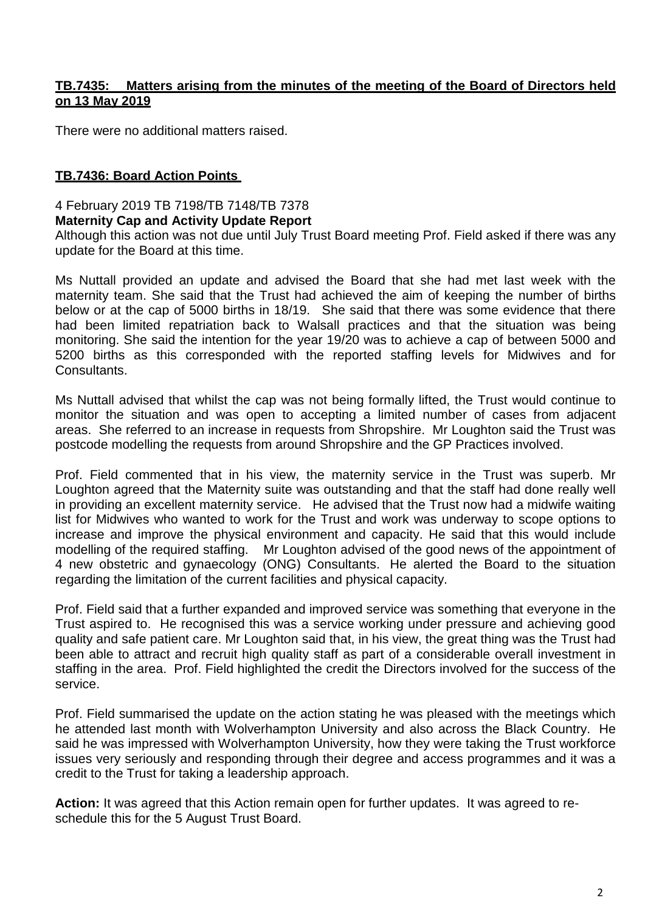## **TB.7435: Matters arising from the minutes of the meeting of the Board of Directors held on 13 May 2019**

There were no additional matters raised.

## **TB.7436: Board Action Points**

4 February 2019 TB 7198/TB 7148/TB 7378

**Maternity Cap and Activity Update Report**

Although this action was not due until July Trust Board meeting Prof. Field asked if there was any update for the Board at this time.

Ms Nuttall provided an update and advised the Board that she had met last week with the maternity team. She said that the Trust had achieved the aim of keeping the number of births below or at the cap of 5000 births in 18/19. She said that there was some evidence that there had been limited repatriation back to Walsall practices and that the situation was being monitoring. She said the intention for the year 19/20 was to achieve a cap of between 5000 and 5200 births as this corresponded with the reported staffing levels for Midwives and for Consultants.

Ms Nuttall advised that whilst the cap was not being formally lifted, the Trust would continue to monitor the situation and was open to accepting a limited number of cases from adjacent areas. She referred to an increase in requests from Shropshire. Mr Loughton said the Trust was postcode modelling the requests from around Shropshire and the GP Practices involved.

Prof. Field commented that in his view, the maternity service in the Trust was superb. Mr Loughton agreed that the Maternity suite was outstanding and that the staff had done really well in providing an excellent maternity service. He advised that the Trust now had a midwife waiting list for Midwives who wanted to work for the Trust and work was underway to scope options to increase and improve the physical environment and capacity. He said that this would include modelling of the required staffing. Mr Loughton advised of the good news of the appointment of 4 new obstetric and gynaecology (ONG) Consultants. He alerted the Board to the situation regarding the limitation of the current facilities and physical capacity.

Prof. Field said that a further expanded and improved service was something that everyone in the Trust aspired to. He recognised this was a service working under pressure and achieving good quality and safe patient care. Mr Loughton said that, in his view, the great thing was the Trust had been able to attract and recruit high quality staff as part of a considerable overall investment in staffing in the area. Prof. Field highlighted the credit the Directors involved for the success of the service.

Prof. Field summarised the update on the action stating he was pleased with the meetings which he attended last month with Wolverhampton University and also across the Black Country. He said he was impressed with Wolverhampton University, how they were taking the Trust workforce issues very seriously and responding through their degree and access programmes and it was a credit to the Trust for taking a leadership approach.

**Action:** It was agreed that this Action remain open for further updates. It was agreed to re-schedule this for the 5 August Trust Board.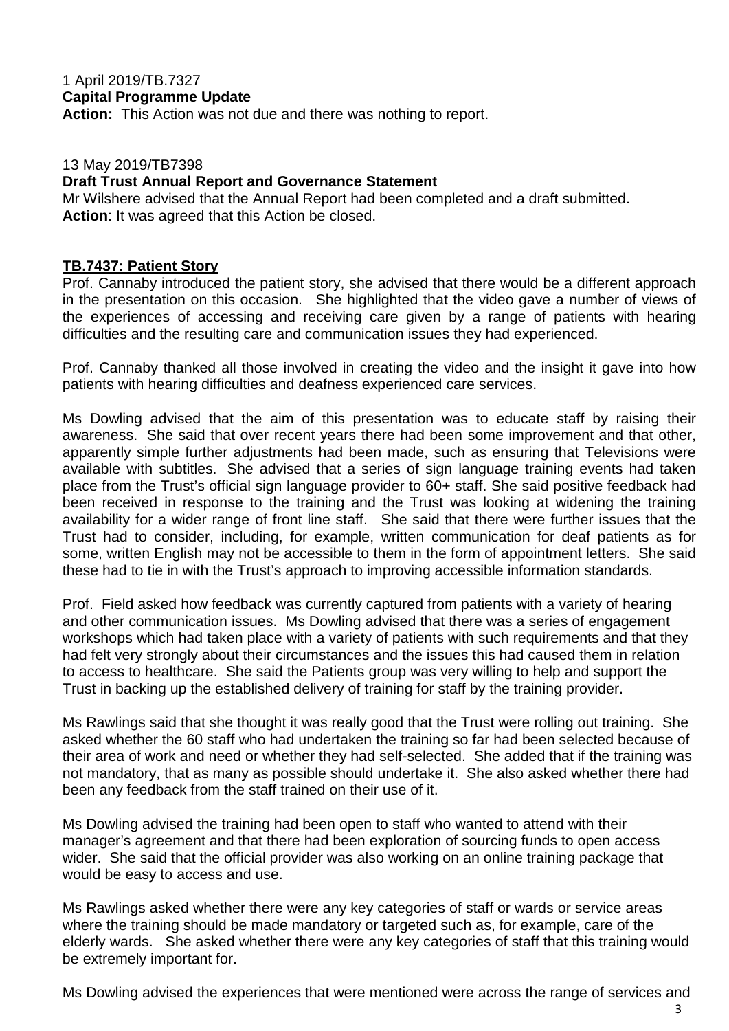1 April 2019/TB.7327
**Capital Programme Update**
**Action:** This Action was not due and there was nothing to report.

13 May 2019/TB7398
**Draft Trust Annual Report and Governance Statement**
Mr Wilshere advised that the Annual Report had been completed and a draft submitted.
**Action**: It was agreed that this Action be closed.

**TB.7437: Patient Story**

Prof. Cannaby introduced the patient story, she advised that there would be a different approach in the presentation on this occasion. She highlighted that the video gave a number of views of the experiences of accessing and receiving care given by a range of patients with hearing difficulties and the resulting care and communication issues they had experienced.

Prof. Cannaby thanked all those involved in creating the video and the insight it gave into how patients with hearing difficulties and deafness experienced care services.

Ms Dowling advised that the aim of this presentation was to educate staff by raising their awareness. She said that over recent years there had been some improvement and that other, apparently simple further adjustments had been made, such as ensuring that Televisions were available with subtitles. She advised that a series of sign language training events had taken place from the Trust's official sign language provider to 60+ staff. She said positive feedback had been received in response to the training and the Trust was looking at widening the training availability for a wider range of front line staff. She said that there were further issues that the Trust had to consider, including, for example, written communication for deaf patients as for some, written English may not be accessible to them in the form of appointment letters. She said these had to tie in with the Trust's approach to improving accessible information standards.

Prof. Field asked how feedback was currently captured from patients with a variety of hearing and other communication issues. Ms Dowling advised that there was a series of engagement workshops which had taken place with a variety of patients with such requirements and that they had felt very strongly about their circumstances and the issues this had caused them in relation to access to healthcare. She said the Patients group was very willing to help and support the Trust in backing up the established delivery of training for staff by the training provider.

Ms Rawlings said that she thought it was really good that the Trust were rolling out training. She asked whether the 60 staff who had undertaken the training so far had been selected because of their area of work and need or whether they had self-selected. She added that if the training was not mandatory, that as many as possible should undertake it. She also asked whether there had been any feedback from the staff trained on their use of it.

Ms Dowling advised the training had been open to staff who wanted to attend with their manager's agreement and that there had been exploration of sourcing funds to open access wider. She said that the official provider was also working on an online training package that would be easy to access and use.

Ms Rawlings asked whether there were any key categories of staff or wards or service areas where the training should be made mandatory or targeted such as, for example, care of the elderly wards. She asked whether there were any key categories of staff that this training would be extremely important for.

Ms Dowling advised the experiences that were mentioned were across the range of services and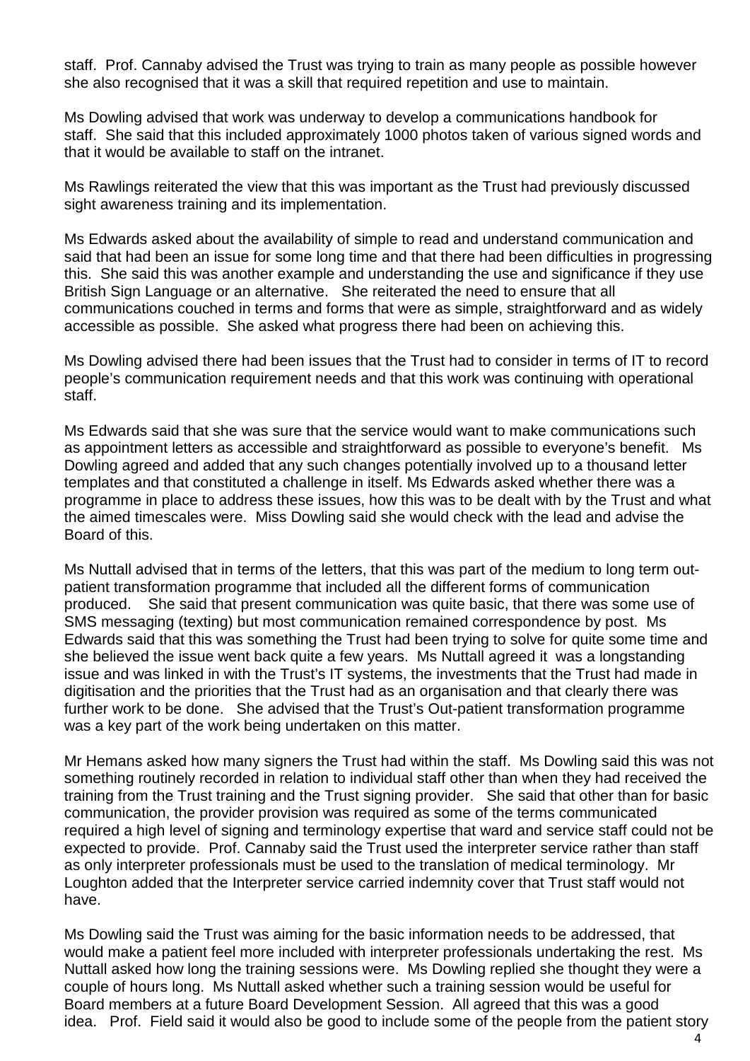staff. Prof. Cannaby advised the Trust was trying to train as many people as possible however she also recognised that it was a skill that required repetition and use to maintain.

Ms Dowling advised that work was underway to develop a communications handbook for staff. She said that this included approximately 1000 photos taken of various signed words and that it would be available to staff on the intranet.

Ms Rawlings reiterated the view that this was important as the Trust had previously discussed sight awareness training and its implementation.

Ms Edwards asked about the availability of simple to read and understand communication and said that had been an issue for some long time and that there had been difficulties in progressing this. She said this was another example and understanding the use and significance if they use British Sign Language or an alternative. She reiterated the need to ensure that all communications couched in terms and forms that were as simple, straightforward and as widely accessible as possible. She asked what progress there had been on achieving this.

Ms Dowling advised there had been issues that the Trust had to consider in terms of IT to record people's communication requirement needs and that this work was continuing with operational staff.

Ms Edwards said that she was sure that the service would want to make communications such as appointment letters as accessible and straightforward as possible to everyone's benefit. Ms Dowling agreed and added that any such changes potentially involved up to a thousand letter templates and that constituted a challenge in itself. Ms Edwards asked whether there was a programme in place to address these issues, how this was to be dealt with by the Trust and what the aimed timescales were. Miss Dowling said she would check with the lead and advise the Board of this.

Ms Nuttall advised that in terms of the letters, that this was part of the medium to long term out-patient transformation programme that included all the different forms of communication produced. She said that present communication was quite basic, that there was some use of SMS messaging (texting) but most communication remained correspondence by post. Ms Edwards said that this was something the Trust had been trying to solve for quite some time and she believed the issue went back quite a few years. Ms Nuttall agreed it was a longstanding issue and was linked in with the Trust's IT systems, the investments that the Trust had made in digitisation and the priorities that the Trust had as an organisation and that clearly there was further work to be done. She advised that the Trust's Out-patient transformation programme was a key part of the work being undertaken on this matter.

Mr Hemans asked how many signers the Trust had within the staff. Ms Dowling said this was not something routinely recorded in relation to individual staff other than when they had received the training from the Trust training and the Trust signing provider. She said that other than for basic communication, the provider provision was required as some of the terms communicated required a high level of signing and terminology expertise that ward and service staff could not be expected to provide. Prof. Cannaby said the Trust used the interpreter service rather than staff as only interpreter professionals must be used to the translation of medical terminology. Mr Loughton added that the Interpreter service carried indemnity cover that Trust staff would not have.

Ms Dowling said the Trust was aiming for the basic information needs to be addressed, that would make a patient feel more included with interpreter professionals undertaking the rest. Ms Nuttall asked how long the training sessions were. Ms Dowling replied she thought they were a couple of hours long. Ms Nuttall asked whether such a training session would be useful for Board members at a future Board Development Session. All agreed that this was a good idea. Prof. Field said it would also be good to include some of the people from the patient story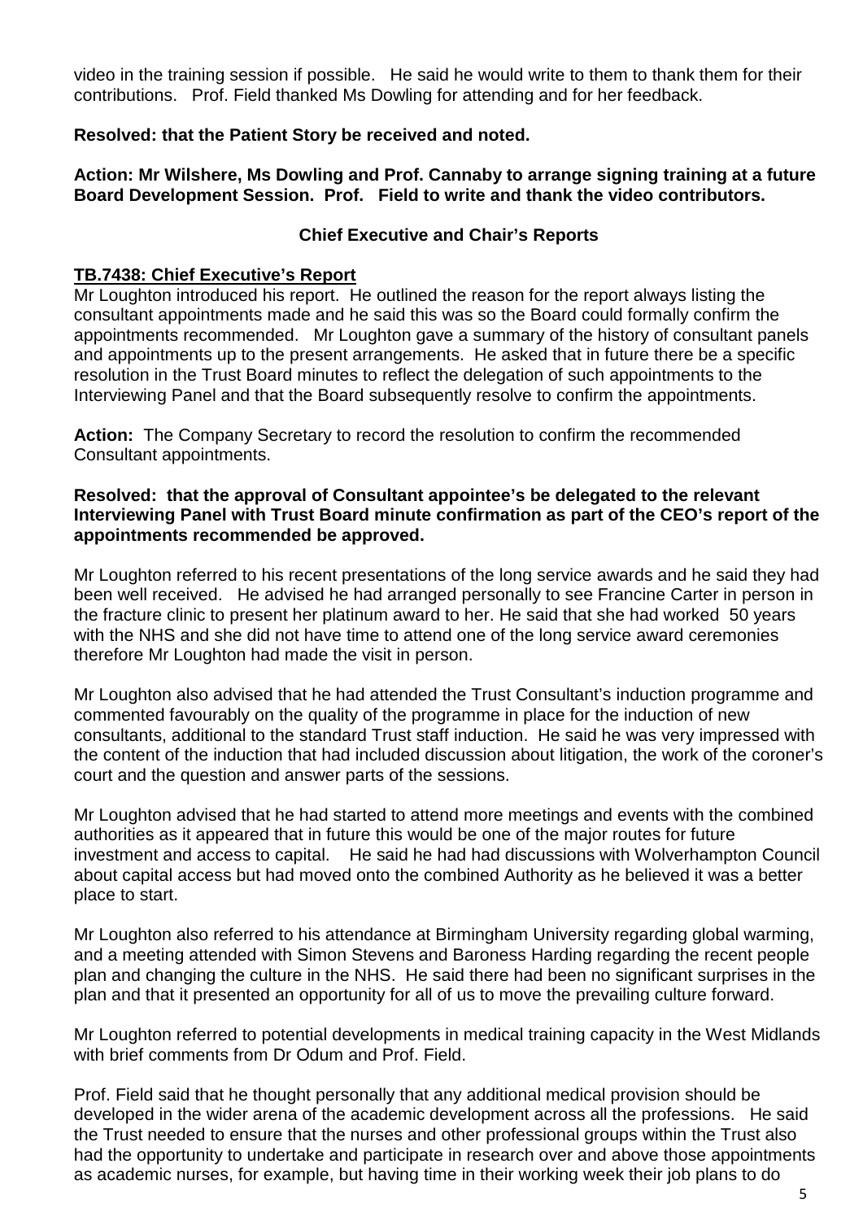video in the training session if possible. He said he would write to them to thank them for their contributions. Prof. Field thanked Ms Dowling for attending and for her feedback.

**Resolved: that the Patient Story be received and noted.**

**Action: Mr Wilshere, Ms Dowling and Prof. Cannaby to arrange signing training at a future Board Development Session. Prof. Field to write and thank the video contributors.**

## Chief Executive and Chair's Reports

### TB.7438: Chief Executive's Report

Mr Loughton introduced his report. He outlined the reason for the report always listing the consultant appointments made and he said this was so the Board could formally confirm the appointments recommended. Mr Loughton gave a summary of the history of consultant panels and appointments up to the present arrangements. He asked that in future there be a specific resolution in the Trust Board minutes to reflect the delegation of such appointments to the Interviewing Panel and that the Board subsequently resolve to confirm the appointments.

**Action:** The Company Secretary to record the resolution to confirm the recommended Consultant appointments.

**Resolved: that the approval of Consultant appointee's be delegated to the relevant Interviewing Panel with Trust Board minute confirmation as part of the CEO's report of the appointments recommended be approved.**

Mr Loughton referred to his recent presentations of the long service awards and he said they had been well received. He advised he had arranged personally to see Francine Carter in person in the fracture clinic to present her platinum award to her. He said that she had worked 50 years with the NHS and she did not have time to attend one of the long service award ceremonies therefore Mr Loughton had made the visit in person.

Mr Loughton also advised that he had attended the Trust Consultant's induction programme and commented favourably on the quality of the programme in place for the induction of new consultants, additional to the standard Trust staff induction. He said he was very impressed with the content of the induction that had included discussion about litigation, the work of the coroner's court and the question and answer parts of the sessions.

Mr Loughton advised that he had started to attend more meetings and events with the combined authorities as it appeared that in future this would be one of the major routes for future investment and access to capital. He said he had had discussions with Wolverhampton Council about capital access but had moved onto the combined Authority as he believed it was a better place to start.

Mr Loughton also referred to his attendance at Birmingham University regarding global warming, and a meeting attended with Simon Stevens and Baroness Harding regarding the recent people plan and changing the culture in the NHS. He said there had been no significant surprises in the plan and that it presented an opportunity for all of us to move the prevailing culture forward.

Mr Loughton referred to potential developments in medical training capacity in the West Midlands with brief comments from Dr Odum and Prof. Field.

Prof. Field said that he thought personally that any additional medical provision should be developed in the wider arena of the academic development across all the professions. He said the Trust needed to ensure that the nurses and other professional groups within the Trust also had the opportunity to undertake and participate in research over and above those appointments as academic nurses, for example, but having time in their working week their job plans to do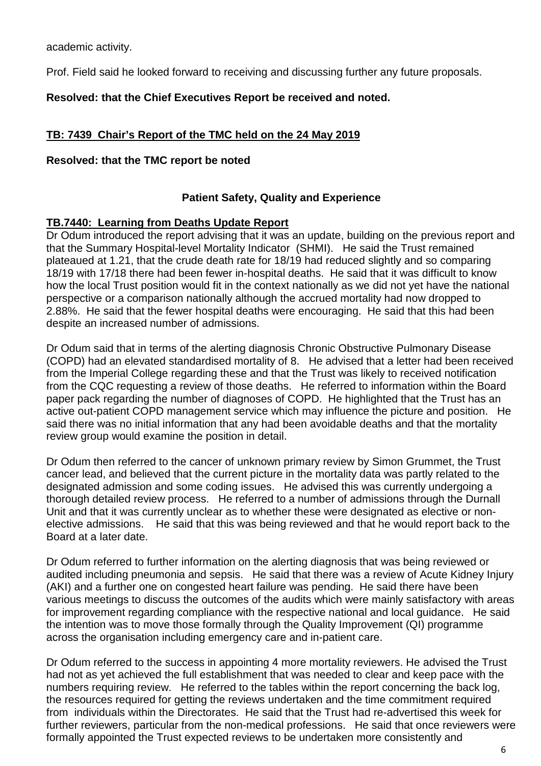academic activity.

Prof. Field said he looked forward to receiving and discussing further any future proposals.

**Resolved: that the Chief Executives Report be received and noted.**

**TB: 7439 Chair's Report of the TMC held on the 24 May 2019**

**Resolved: that the TMC report be noted**

### Patient Safety, Quality and Experience

**TB.7440: Learning from Deaths Update Report**

Dr Odum introduced the report advising that it was an update, building on the previous report and that the Summary Hospital-level Mortality Indicator (SHMI). He said the Trust remained plateaued at 1.21, that the crude death rate for 18/19 had reduced slightly and so comparing 18/19 with 17/18 there had been fewer in-hospital deaths. He said that it was difficult to know how the local Trust position would fit in the context nationally as we did not yet have the national perspective or a comparison nationally although the accrued mortality had now dropped to 2.88%. He said that the fewer hospital deaths were encouraging. He said that this had been despite an increased number of admissions.

Dr Odum said that in terms of the alerting diagnosis Chronic Obstructive Pulmonary Disease (COPD) had an elevated standardised mortality of 8. He advised that a letter had been received from the Imperial College regarding these and that the Trust was likely to received notification from the CQC requesting a review of those deaths. He referred to information within the Board paper pack regarding the number of diagnoses of COPD. He highlighted that the Trust has an active out-patient COPD management service which may influence the picture and position. He said there was no initial information that any had been avoidable deaths and that the mortality review group would examine the position in detail.

Dr Odum then referred to the cancer of unknown primary review by Simon Grummet, the Trust cancer lead, and believed that the current picture in the mortality data was partly related to the designated admission and some coding issues. He advised this was currently undergoing a thorough detailed review process. He referred to a number of admissions through the Durnall Unit and that it was currently unclear as to whether these were designated as elective or non-elective admissions. He said that this was being reviewed and that he would report back to the Board at a later date.

Dr Odum referred to further information on the alerting diagnosis that was being reviewed or audited including pneumonia and sepsis. He said that there was a review of Acute Kidney Injury (AKI) and a further one on congested heart failure was pending. He said there have been various meetings to discuss the outcomes of the audits which were mainly satisfactory with areas for improvement regarding compliance with the respective national and local guidance. He said the intention was to move those formally through the Quality Improvement (QI) programme across the organisation including emergency care and in-patient care.

Dr Odum referred to the success in appointing 4 more mortality reviewers. He advised the Trust had not as yet achieved the full establishment that was needed to clear and keep pace with the numbers requiring review. He referred to the tables within the report concerning the back log, the resources required for getting the reviews undertaken and the time commitment required from individuals within the Directorates. He said that the Trust had re-advertised this week for further reviewers, particular from the non-medical professions. He said that once reviewers were formally appointed the Trust expected reviews to be undertaken more consistently and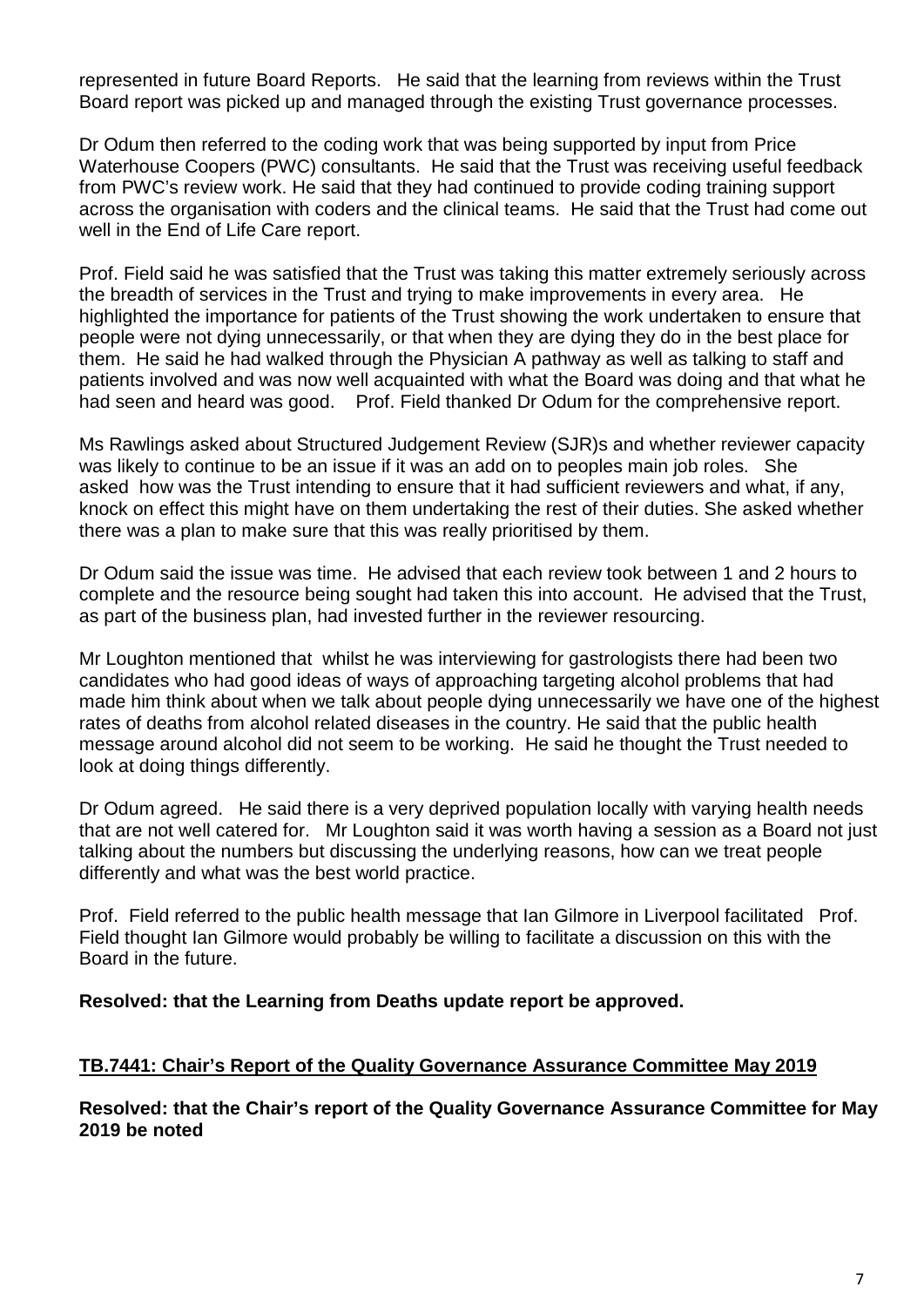represented in future Board Reports. He said that the learning from reviews within the Trust Board report was picked up and managed through the existing Trust governance processes.

Dr Odum then referred to the coding work that was being supported by input from Price Waterhouse Coopers (PWC) consultants. He said that the Trust was receiving useful feedback from PWC's review work. He said that they had continued to provide coding training support across the organisation with coders and the clinical teams. He said that the Trust had come out well in the End of Life Care report.

Prof. Field said he was satisfied that the Trust was taking this matter extremely seriously across the breadth of services in the Trust and trying to make improvements in every area. He highlighted the importance for patients of the Trust showing the work undertaken to ensure that people were not dying unnecessarily, or that when they are dying they do in the best place for them. He said he had walked through the Physician A pathway as well as talking to staff and patients involved and was now well acquainted with what the Board was doing and that what he had seen and heard was good. Prof. Field thanked Dr Odum for the comprehensive report.

Ms Rawlings asked about Structured Judgement Review (SJR)s and whether reviewer capacity was likely to continue to be an issue if it was an add on to peoples main job roles. She asked how was the Trust intending to ensure that it had sufficient reviewers and what, if any, knock on effect this might have on them undertaking the rest of their duties. She asked whether there was a plan to make sure that this was really prioritised by them.

Dr Odum said the issue was time. He advised that each review took between 1 and 2 hours to complete and the resource being sought had taken this into account. He advised that the Trust, as part of the business plan, had invested further in the reviewer resourcing.

Mr Loughton mentioned that whilst he was interviewing for gastrologists there had been two candidates who had good ideas of ways of approaching targeting alcohol problems that had made him think about when we talk about people dying unnecessarily we have one of the highest rates of deaths from alcohol related diseases in the country. He said that the public health message around alcohol did not seem to be working. He said he thought the Trust needed to look at doing things differently.

Dr Odum agreed. He said there is a very deprived population locally with varying health needs that are not well catered for. Mr Loughton said it was worth having a session as a Board not just talking about the numbers but discussing the underlying reasons, how can we treat people differently and what was the best world practice.

Prof. Field referred to the public health message that Ian Gilmore in Liverpool facilitated Prof. Field thought Ian Gilmore would probably be willing to facilitate a discussion on this with the Board in the future.

**Resolved: that the Learning from Deaths update report be approved.**

## TB.7441: Chair's Report of the Quality Governance Assurance Committee May 2019

**Resolved: that the Chair's report of the Quality Governance Assurance Committee for May 2019 be noted**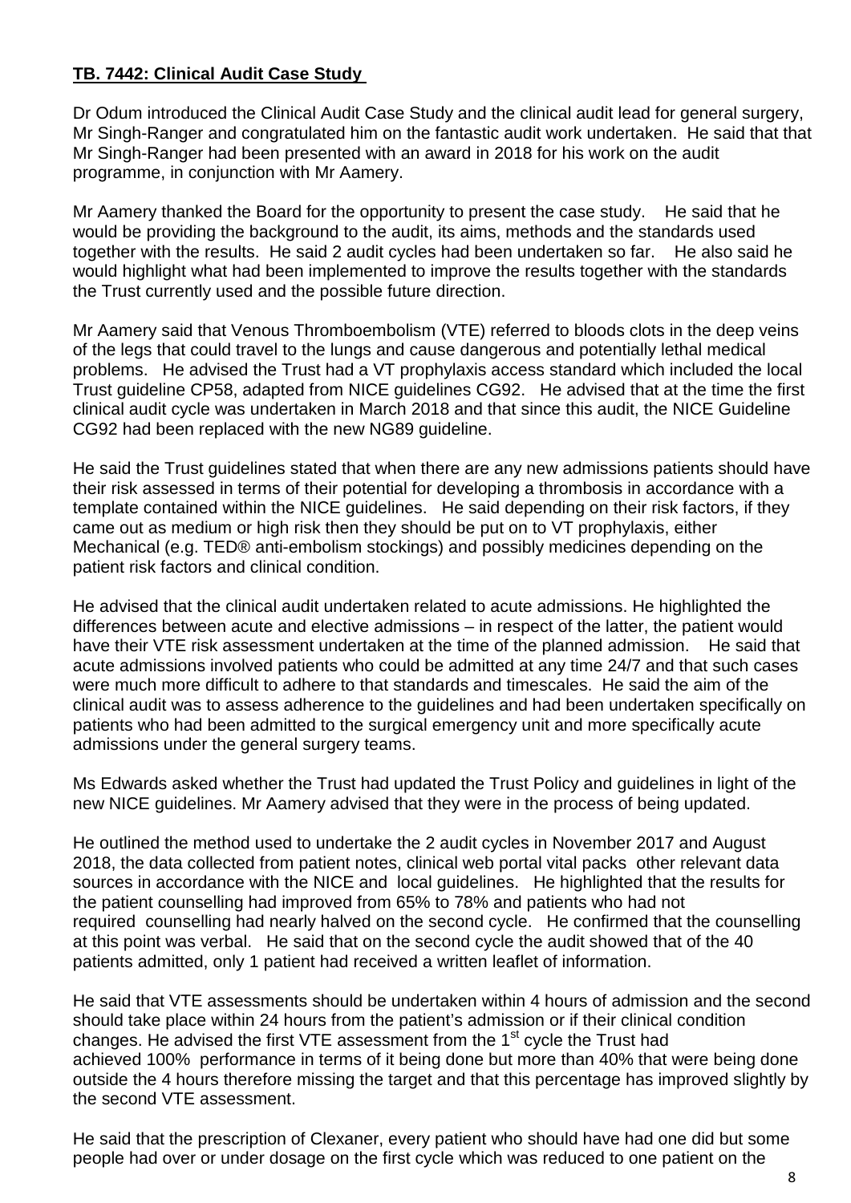## TB. 7442: Clinical Audit Case Study

Dr Odum introduced the Clinical Audit Case Study and the clinical audit lead for general surgery, Mr Singh-Ranger and congratulated him on the fantastic audit work undertaken. He said that that Mr Singh-Ranger had been presented with an award in 2018 for his work on the audit programme, in conjunction with Mr Aamery.

Mr Aamery thanked the Board for the opportunity to present the case study. He said that he would be providing the background to the audit, its aims, methods and the standards used together with the results. He said 2 audit cycles had been undertaken so far. He also said he would highlight what had been implemented to improve the results together with the standards the Trust currently used and the possible future direction.

Mr Aamery said that Venous Thromboembolism (VTE) referred to bloods clots in the deep veins of the legs that could travel to the lungs and cause dangerous and potentially lethal medical problems. He advised the Trust had a VT prophylaxis access standard which included the local Trust guideline CP58, adapted from NICE guidelines CG92. He advised that at the time the first clinical audit cycle was undertaken in March 2018 and that since this audit, the NICE Guideline CG92 had been replaced with the new NG89 guideline.

He said the Trust guidelines stated that when there are any new admissions patients should have their risk assessed in terms of their potential for developing a thrombosis in accordance with a template contained within the NICE guidelines. He said depending on their risk factors, if they came out as medium or high risk then they should be put on to VT prophylaxis, either Mechanical (e.g. TED® anti-embolism stockings) and possibly medicines depending on the patient risk factors and clinical condition.

He advised that the clinical audit undertaken related to acute admissions. He highlighted the differences between acute and elective admissions – in respect of the latter, the patient would have their VTE risk assessment undertaken at the time of the planned admission. He said that acute admissions involved patients who could be admitted at any time 24/7 and that such cases were much more difficult to adhere to that standards and timescales. He said the aim of the clinical audit was to assess adherence to the guidelines and had been undertaken specifically on patients who had been admitted to the surgical emergency unit and more specifically acute admissions under the general surgery teams.

Ms Edwards asked whether the Trust had updated the Trust Policy and guidelines in light of the new NICE guidelines. Mr Aamery advised that they were in the process of being updated.

He outlined the method used to undertake the 2 audit cycles in November 2017 and August 2018, the data collected from patient notes, clinical web portal vital packs other relevant data sources in accordance with the NICE and local guidelines. He highlighted that the results for the patient counselling had improved from 65% to 78% and patients who had not required counselling had nearly halved on the second cycle. He confirmed that the counselling at this point was verbal. He said that on the second cycle the audit showed that of the 40 patients admitted, only 1 patient had received a written leaflet of information.

He said that VTE assessments should be undertaken within 4 hours of admission and the second should take place within 24 hours from the patient's admission or if their clinical condition changes. He advised the first VTE assessment from the 1st cycle the Trust had achieved 100% performance in terms of it being done but more than 40% that were being done outside the 4 hours therefore missing the target and that this percentage has improved slightly by the second VTE assessment.

He said that the prescription of Clexaner, every patient who should have had one did but some people had over or under dosage on the first cycle which was reduced to one patient on the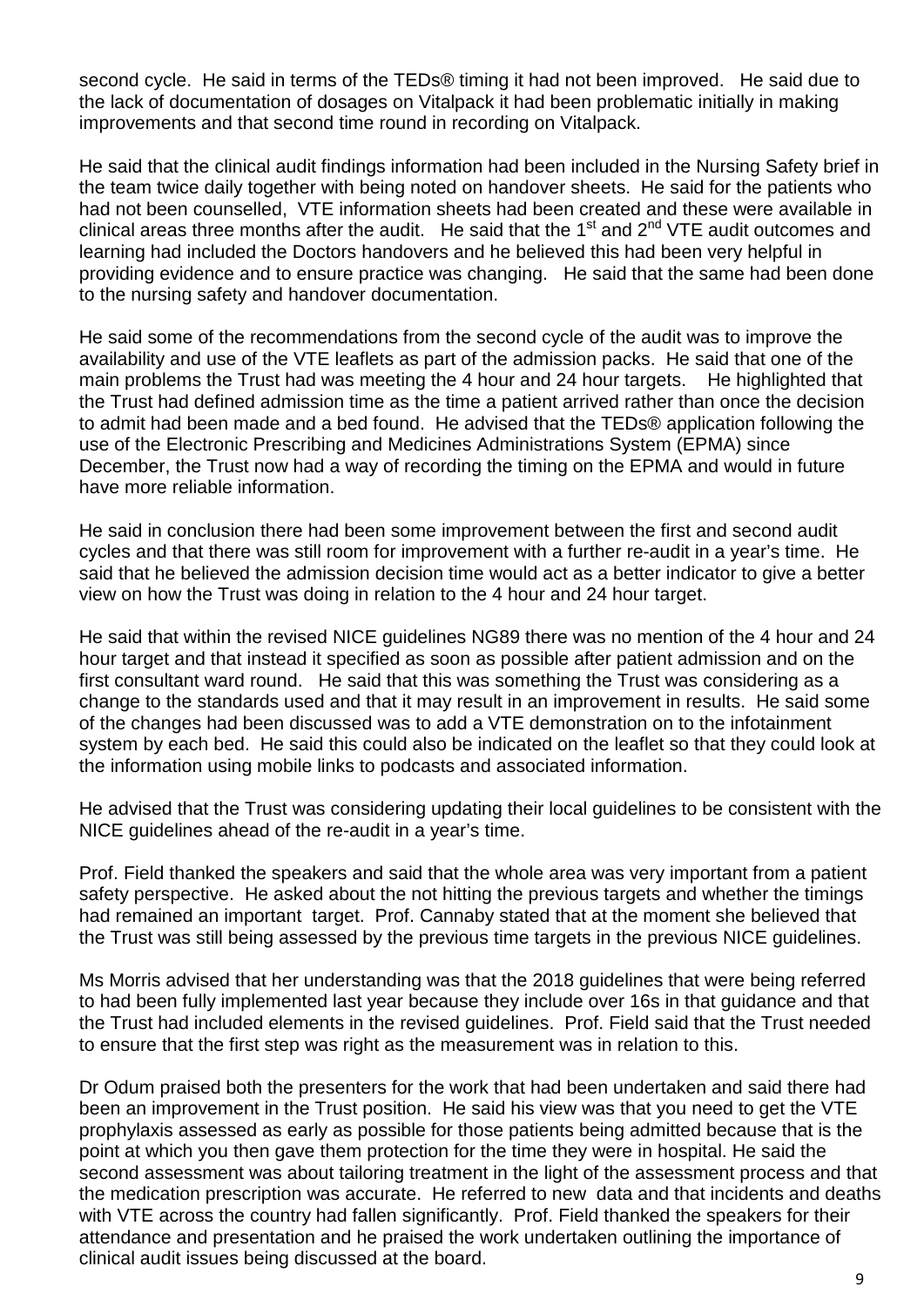second cycle. He said in terms of the TEDs® timing it had not been improved. He said due to the lack of documentation of dosages on Vitalpack it had been problematic initially in making improvements and that second time round in recording on Vitalpack.

He said that the clinical audit findings information had been included in the Nursing Safety brief in the team twice daily together with being noted on handover sheets. He said for the patients who had not been counselled, VTE information sheets had been created and these were available in clinical areas three months after the audit. He said that the 1st and 2nd VTE audit outcomes and learning had included the Doctors handovers and he believed this had been very helpful in providing evidence and to ensure practice was changing. He said that the same had been done to the nursing safety and handover documentation.

He said some of the recommendations from the second cycle of the audit was to improve the availability and use of the VTE leaflets as part of the admission packs. He said that one of the main problems the Trust had was meeting the 4 hour and 24 hour targets. He highlighted that the Trust had defined admission time as the time a patient arrived rather than once the decision to admit had been made and a bed found. He advised that the TEDs® application following the use of the Electronic Prescribing and Medicines Administrations System (EPMA) since December, the Trust now had a way of recording the timing on the EPMA and would in future have more reliable information.

He said in conclusion there had been some improvement between the first and second audit cycles and that there was still room for improvement with a further re-audit in a year's time. He said that he believed the admission decision time would act as a better indicator to give a better view on how the Trust was doing in relation to the 4 hour and 24 hour target.

He said that within the revised NICE guidelines NG89 there was no mention of the 4 hour and 24 hour target and that instead it specified as soon as possible after patient admission and on the first consultant ward round. He said that this was something the Trust was considering as a change to the standards used and that it may result in an improvement in results. He said some of the changes had been discussed was to add a VTE demonstration on to the infotainment system by each bed. He said this could also be indicated on the leaflet so that they could look at the information using mobile links to podcasts and associated information.

He advised that the Trust was considering updating their local guidelines to be consistent with the NICE guidelines ahead of the re-audit in a year's time.

Prof. Field thanked the speakers and said that the whole area was very important from a patient safety perspective. He asked about the not hitting the previous targets and whether the timings had remained an important target. Prof. Cannaby stated that at the moment she believed that the Trust was still being assessed by the previous time targets in the previous NICE guidelines.

Ms Morris advised that her understanding was that the 2018 guidelines that were being referred to had been fully implemented last year because they include over 16s in that guidance and that the Trust had included elements in the revised guidelines. Prof. Field said that the Trust needed to ensure that the first step was right as the measurement was in relation to this.

Dr Odum praised both the presenters for the work that had been undertaken and said there had been an improvement in the Trust position. He said his view was that you need to get the VTE prophylaxis assessed as early as possible for those patients being admitted because that is the point at which you then gave them protection for the time they were in hospital. He said the second assessment was about tailoring treatment in the light of the assessment process and that the medication prescription was accurate. He referred to new data and that incidents and deaths with VTE across the country had fallen significantly. Prof. Field thanked the speakers for their attendance and presentation and he praised the work undertaken outlining the importance of clinical audit issues being discussed at the board.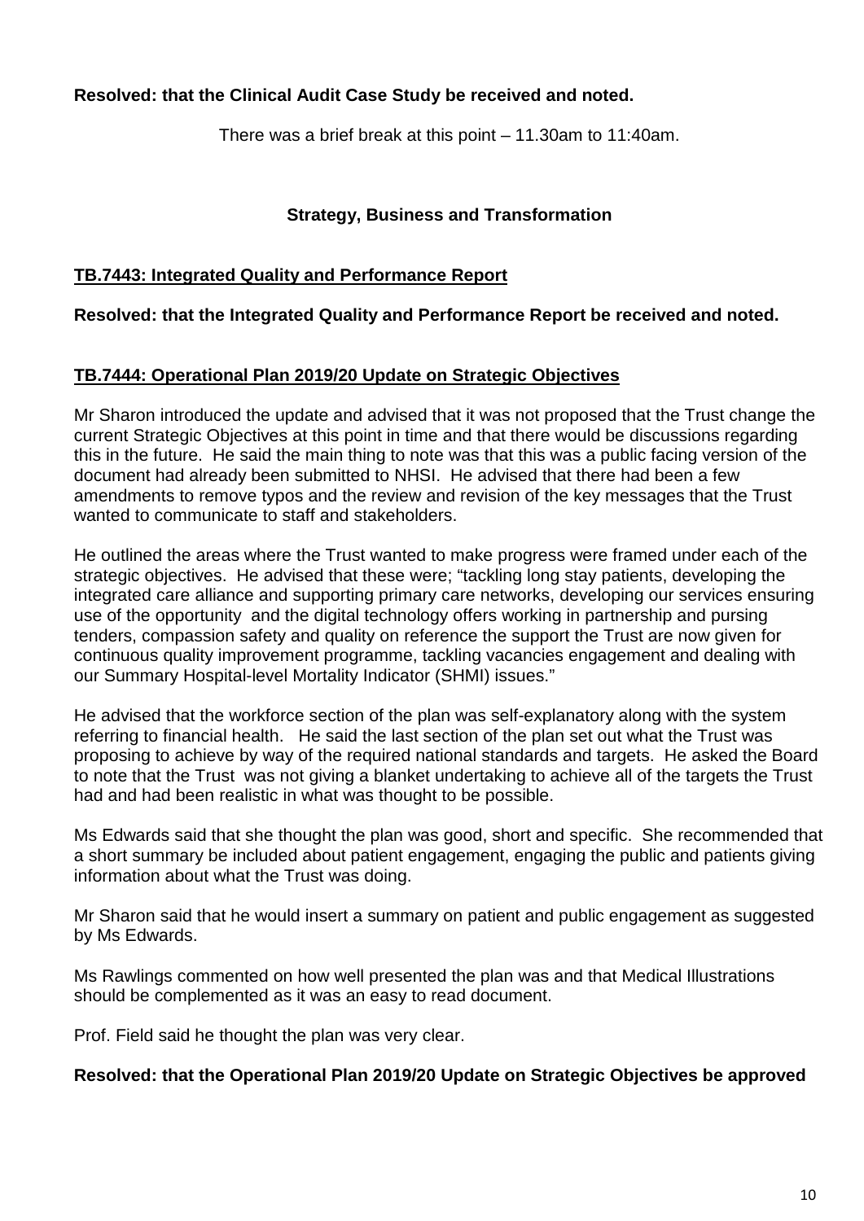**Resolved: that the Clinical Audit Case Study be received and noted.**

There was a brief break at this point – 11.30am to 11:40am.

## Strategy, Business and Transformation

**TB.7443: Integrated Quality and Performance Report**

**Resolved: that the Integrated Quality and Performance Report be received and noted.**

**TB.7444: Operational Plan 2019/20 Update on Strategic Objectives**

Mr Sharon introduced the update and advised that it was not proposed that the Trust change the current Strategic Objectives at this point in time and that there would be discussions regarding this in the future. He said the main thing to note was that this was a public facing version of the document had already been submitted to NHSI. He advised that there had been a few amendments to remove typos and the review and revision of the key messages that the Trust wanted to communicate to staff and stakeholders.

He outlined the areas where the Trust wanted to make progress were framed under each of the strategic objectives. He advised that these were; "tackling long stay patients, developing the integrated care alliance and supporting primary care networks, developing our services ensuring use of the opportunity and the digital technology offers working in partnership and pursing tenders, compassion safety and quality on reference the support the Trust are now given for continuous quality improvement programme, tackling vacancies engagement and dealing with our Summary Hospital-level Mortality Indicator (SHMI) issues."

He advised that the workforce section of the plan was self-explanatory along with the system referring to financial health. He said the last section of the plan set out what the Trust was proposing to achieve by way of the required national standards and targets. He asked the Board to note that the Trust was not giving a blanket undertaking to achieve all of the targets the Trust had and had been realistic in what was thought to be possible.

Ms Edwards said that she thought the plan was good, short and specific. She recommended that a short summary be included about patient engagement, engaging the public and patients giving information about what the Trust was doing.

Mr Sharon said that he would insert a summary on patient and public engagement as suggested by Ms Edwards.

Ms Rawlings commented on how well presented the plan was and that Medical Illustrations should be complemented as it was an easy to read document.

Prof. Field said he thought the plan was very clear.

**Resolved: that the Operational Plan 2019/20 Update on Strategic Objectives be approved**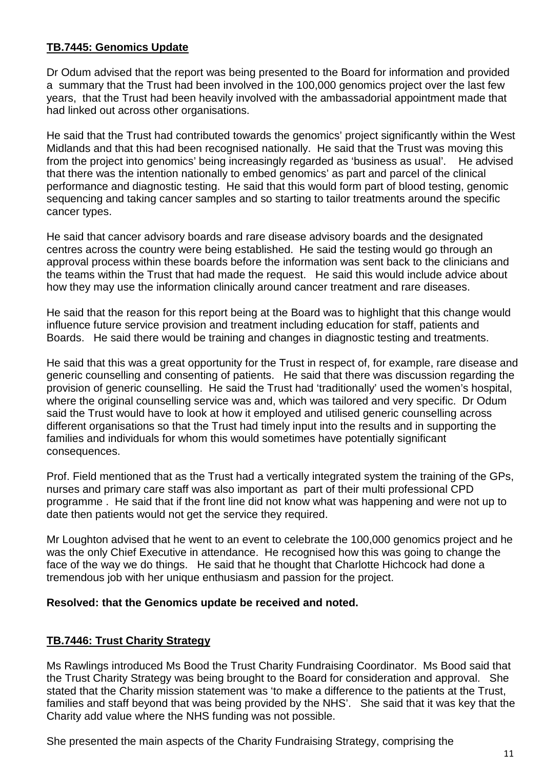**TB.7445: Genomics Update**

Dr Odum advised that the report was being presented to the Board for information and provided a summary that the Trust had been involved in the 100,000 genomics project over the last few years, that the Trust had been heavily involved with the ambassadorial appointment made that had linked out across other organisations.

He said that the Trust had contributed towards the genomics' project significantly within the West Midlands and that this had been recognised nationally. He said that the Trust was moving this from the project into genomics' being increasingly regarded as 'business as usual'. He advised that there was the intention nationally to embed genomics' as part and parcel of the clinical performance and diagnostic testing. He said that this would form part of blood testing, genomic sequencing and taking cancer samples and so starting to tailor treatments around the specific cancer types.

He said that cancer advisory boards and rare disease advisory boards and the designated centres across the country were being established. He said the testing would go through an approval process within these boards before the information was sent back to the clinicians and the teams within the Trust that had made the request. He said this would include advice about how they may use the information clinically around cancer treatment and rare diseases.

He said that the reason for this report being at the Board was to highlight that this change would influence future service provision and treatment including education for staff, patients and Boards. He said there would be training and changes in diagnostic testing and treatments.

He said that this was a great opportunity for the Trust in respect of, for example, rare disease and generic counselling and consenting of patients. He said that there was discussion regarding the provision of generic counselling. He said the Trust had 'traditionally' used the women's hospital, where the original counselling service was and, which was tailored and very specific. Dr Odum said the Trust would have to look at how it employed and utilised generic counselling across different organisations so that the Trust had timely input into the results and in supporting the families and individuals for whom this would sometimes have potentially significant consequences.

Prof. Field mentioned that as the Trust had a vertically integrated system the training of the GPs, nurses and primary care staff was also important as part of their multi professional CPD programme . He said that if the front line did not know what was happening and were not up to date then patients would not get the service they required.

Mr Loughton advised that he went to an event to celebrate the 100,000 genomics project and he was the only Chief Executive in attendance. He recognised how this was going to change the face of the way we do things. He said that he thought that Charlotte Hichcock had done a tremendous job with her unique enthusiasm and passion for the project.

**Resolved: that the Genomics update be received and noted.**

**TB.7446: Trust Charity Strategy**

Ms Rawlings introduced Ms Bood the Trust Charity Fundraising Coordinator. Ms Bood said that the Trust Charity Strategy was being brought to the Board for consideration and approval. She stated that the Charity mission statement was 'to make a difference to the patients at the Trust, families and staff beyond that was being provided by the NHS'. She said that it was key that the Charity add value where the NHS funding was not possible.

She presented the main aspects of the Charity Fundraising Strategy, comprising the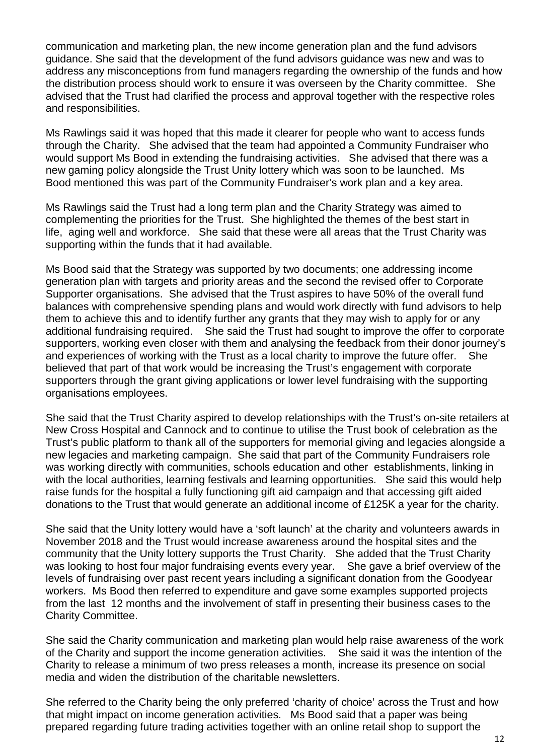communication and marketing plan, the new income generation plan and the fund advisors guidance. She said that the development of the fund advisors guidance was new and was to address any misconceptions from fund managers regarding the ownership of the funds and how the distribution process should work to ensure it was overseen by the Charity committee. She advised that the Trust had clarified the process and approval together with the respective roles and responsibilities.

Ms Rawlings said it was hoped that this made it clearer for people who want to access funds through the Charity. She advised that the team had appointed a Community Fundraiser who would support Ms Bood in extending the fundraising activities. She advised that there was a new gaming policy alongside the Trust Unity lottery which was soon to be launched. Ms Bood mentioned this was part of the Community Fundraiser's work plan and a key area.

Ms Rawlings said the Trust had a long term plan and the Charity Strategy was aimed to complementing the priorities for the Trust. She highlighted the themes of the best start in life, aging well and workforce. She said that these were all areas that the Trust Charity was supporting within the funds that it had available.

Ms Bood said that the Strategy was supported by two documents; one addressing income generation plan with targets and priority areas and the second the revised offer to Corporate Supporter organisations. She advised that the Trust aspires to have 50% of the overall fund balances with comprehensive spending plans and would work directly with fund advisors to help them to achieve this and to identify further any grants that they may wish to apply for or any additional fundraising required. She said the Trust had sought to improve the offer to corporate supporters, working even closer with them and analysing the feedback from their donor journey's and experiences of working with the Trust as a local charity to improve the future offer. She believed that part of that work would be increasing the Trust's engagement with corporate supporters through the grant giving applications or lower level fundraising with the supporting organisations employees.

She said that the Trust Charity aspired to develop relationships with the Trust's on-site retailers at New Cross Hospital and Cannock and to continue to utilise the Trust book of celebration as the Trust's public platform to thank all of the supporters for memorial giving and legacies alongside a new legacies and marketing campaign. She said that part of the Community Fundraisers role was working directly with communities, schools education and other establishments, linking in with the local authorities, learning festivals and learning opportunities. She said this would help raise funds for the hospital a fully functioning gift aid campaign and that accessing gift aided donations to the Trust that would generate an additional income of £125K a year for the charity.

She said that the Unity lottery would have a 'soft launch' at the charity and volunteers awards in November 2018 and the Trust would increase awareness around the hospital sites and the community that the Unity lottery supports the Trust Charity. She added that the Trust Charity was looking to host four major fundraising events every year. She gave a brief overview of the levels of fundraising over past recent years including a significant donation from the Goodyear workers. Ms Bood then referred to expenditure and gave some examples supported projects from the last 12 months and the involvement of staff in presenting their business cases to the Charity Committee.

She said the Charity communication and marketing plan would help raise awareness of the work of the Charity and support the income generation activities. She said it was the intention of the Charity to release a minimum of two press releases a month, increase its presence on social media and widen the distribution of the charitable newsletters.

She referred to the Charity being the only preferred 'charity of choice' across the Trust and how that might impact on income generation activities. Ms Bood said that a paper was being prepared regarding future trading activities together with an online retail shop to support the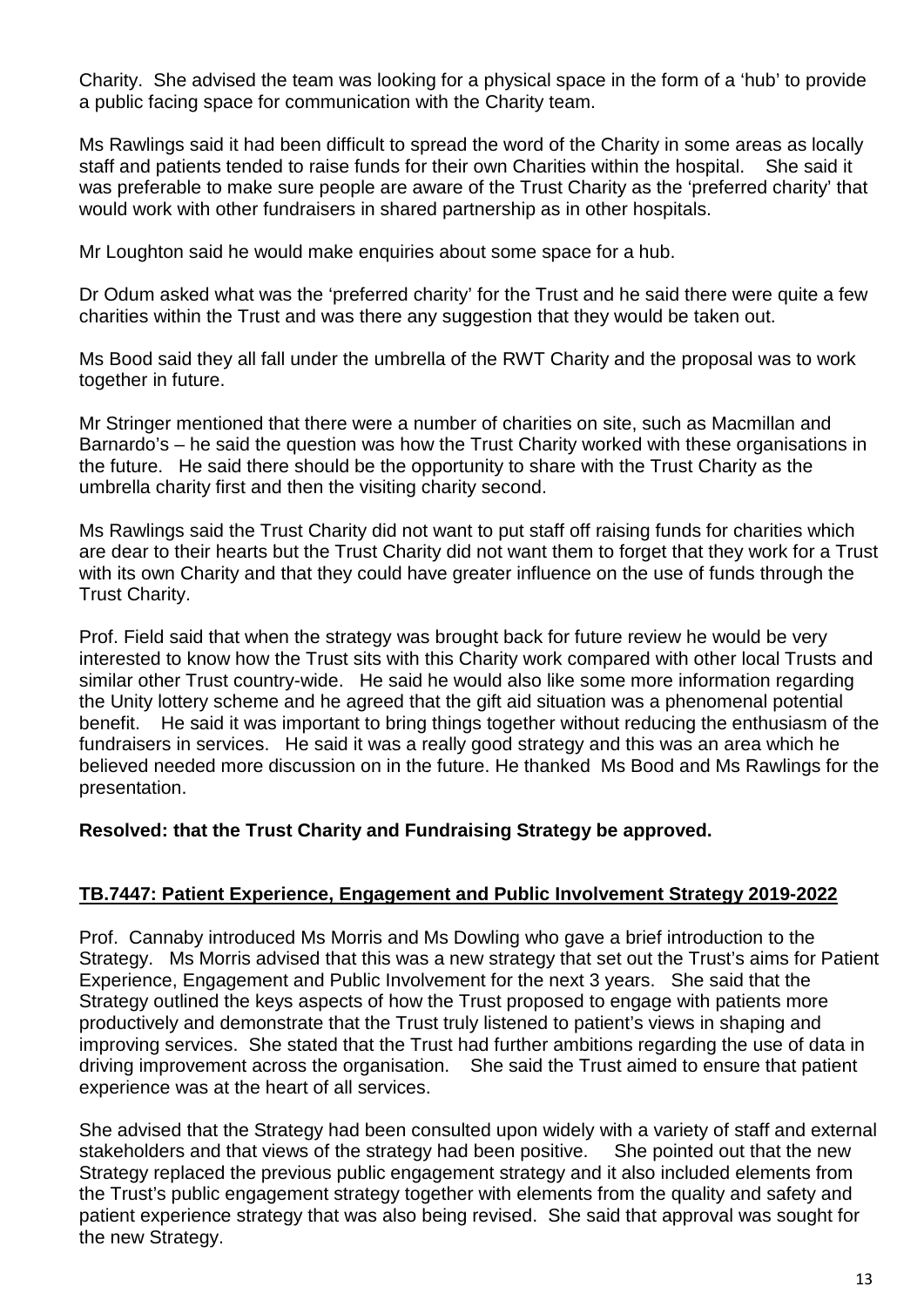Charity. She advised the team was looking for a physical space in the form of a 'hub' to provide a public facing space for communication with the Charity team.

Ms Rawlings said it had been difficult to spread the word of the Charity in some areas as locally staff and patients tended to raise funds for their own Charities within the hospital. She said it was preferable to make sure people are aware of the Trust Charity as the 'preferred charity' that would work with other fundraisers in shared partnership as in other hospitals.

Mr Loughton said he would make enquiries about some space for a hub.

Dr Odum asked what was the 'preferred charity' for the Trust and he said there were quite a few charities within the Trust and was there any suggestion that they would be taken out.

Ms Bood said they all fall under the umbrella of the RWT Charity and the proposal was to work together in future.

Mr Stringer mentioned that there were a number of charities on site, such as Macmillan and Barnardo's – he said the question was how the Trust Charity worked with these organisations in the future. He said there should be the opportunity to share with the Trust Charity as the umbrella charity first and then the visiting charity second.

Ms Rawlings said the Trust Charity did not want to put staff off raising funds for charities which are dear to their hearts but the Trust Charity did not want them to forget that they work for a Trust with its own Charity and that they could have greater influence on the use of funds through the Trust Charity.

Prof. Field said that when the strategy was brought back for future review he would be very interested to know how the Trust sits with this Charity work compared with other local Trusts and similar other Trust country-wide. He said he would also like some more information regarding the Unity lottery scheme and he agreed that the gift aid situation was a phenomenal potential benefit. He said it was important to bring things together without reducing the enthusiasm of the fundraisers in services. He said it was a really good strategy and this was an area which he believed needed more discussion on in the future. He thanked Ms Bood and Ms Rawlings for the presentation.

**Resolved: that the Trust Charity and Fundraising Strategy be approved.**

## TB.7447: Patient Experience, Engagement and Public Involvement Strategy 2019-2022

Prof. Cannaby introduced Ms Morris and Ms Dowling who gave a brief introduction to the Strategy. Ms Morris advised that this was a new strategy that set out the Trust's aims for Patient Experience, Engagement and Public Involvement for the next 3 years. She said that the Strategy outlined the keys aspects of how the Trust proposed to engage with patients more productively and demonstrate that the Trust truly listened to patient's views in shaping and improving services. She stated that the Trust had further ambitions regarding the use of data in driving improvement across the organisation. She said the Trust aimed to ensure that patient experience was at the heart of all services.

She advised that the Strategy had been consulted upon widely with a variety of staff and external stakeholders and that views of the strategy had been positive. She pointed out that the new Strategy replaced the previous public engagement strategy and it also included elements from the Trust's public engagement strategy together with elements from the quality and safety and patient experience strategy that was also being revised. She said that approval was sought for the new Strategy.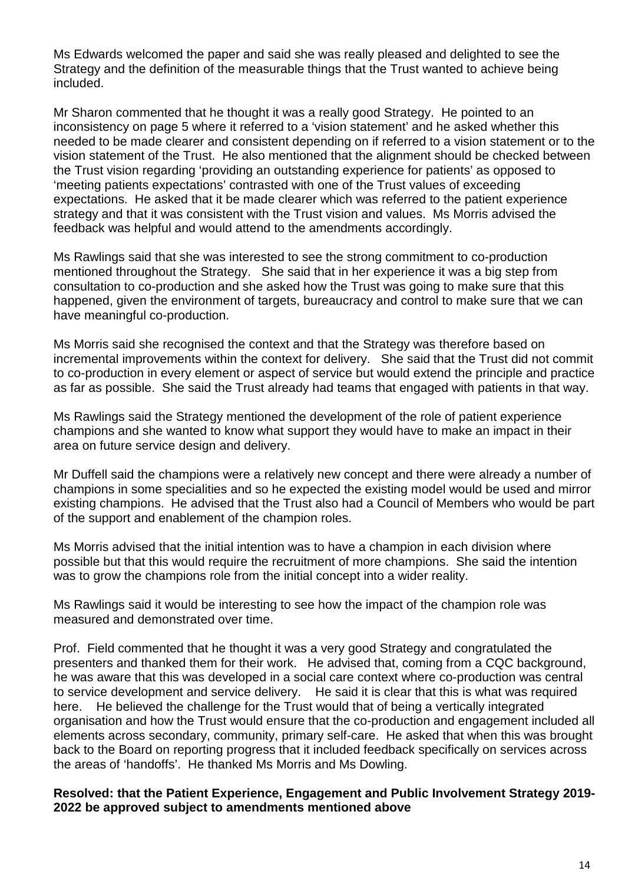Ms Edwards welcomed the paper and said she was really pleased and delighted to see the Strategy and the definition of the measurable things that the Trust wanted to achieve being included.

Mr Sharon commented that he thought it was a really good Strategy. He pointed to an inconsistency on page 5 where it referred to a 'vision statement' and he asked whether this needed to be made clearer and consistent depending on if referred to a vision statement or to the vision statement of the Trust. He also mentioned that the alignment should be checked between the Trust vision regarding 'providing an outstanding experience for patients' as opposed to 'meeting patients expectations' contrasted with one of the Trust values of exceeding expectations. He asked that it be made clearer which was referred to the patient experience strategy and that it was consistent with the Trust vision and values. Ms Morris advised the feedback was helpful and would attend to the amendments accordingly.

Ms Rawlings said that she was interested to see the strong commitment to co-production mentioned throughout the Strategy. She said that in her experience it was a big step from consultation to co-production and she asked how the Trust was going to make sure that this happened, given the environment of targets, bureaucracy and control to make sure that we can have meaningful co-production.

Ms Morris said she recognised the context and that the Strategy was therefore based on incremental improvements within the context for delivery. She said that the Trust did not commit to co-production in every element or aspect of service but would extend the principle and practice as far as possible. She said the Trust already had teams that engaged with patients in that way.

Ms Rawlings said the Strategy mentioned the development of the role of patient experience champions and she wanted to know what support they would have to make an impact in their area on future service design and delivery.

Mr Duffell said the champions were a relatively new concept and there were already a number of champions in some specialities and so he expected the existing model would be used and mirror existing champions. He advised that the Trust also had a Council of Members who would be part of the support and enablement of the champion roles.

Ms Morris advised that the initial intention was to have a champion in each division where possible but that this would require the recruitment of more champions. She said the intention was to grow the champions role from the initial concept into a wider reality.

Ms Rawlings said it would be interesting to see how the impact of the champion role was measured and demonstrated over time.

Prof. Field commented that he thought it was a very good Strategy and congratulated the presenters and thanked them for their work. He advised that, coming from a CQC background, he was aware that this was developed in a social care context where co-production was central to service development and service delivery. He said it is clear that this is what was required here. He believed the challenge for the Trust would that of being a vertically integrated organisation and how the Trust would ensure that the co-production and engagement included all elements across secondary, community, primary self-care. He asked that when this was brought back to the Board on reporting progress that it included feedback specifically on services across the areas of 'handoffs'. He thanked Ms Morris and Ms Dowling.

**Resolved: that the Patient Experience, Engagement and Public Involvement Strategy 2019-2022 be approved subject to amendments mentioned above**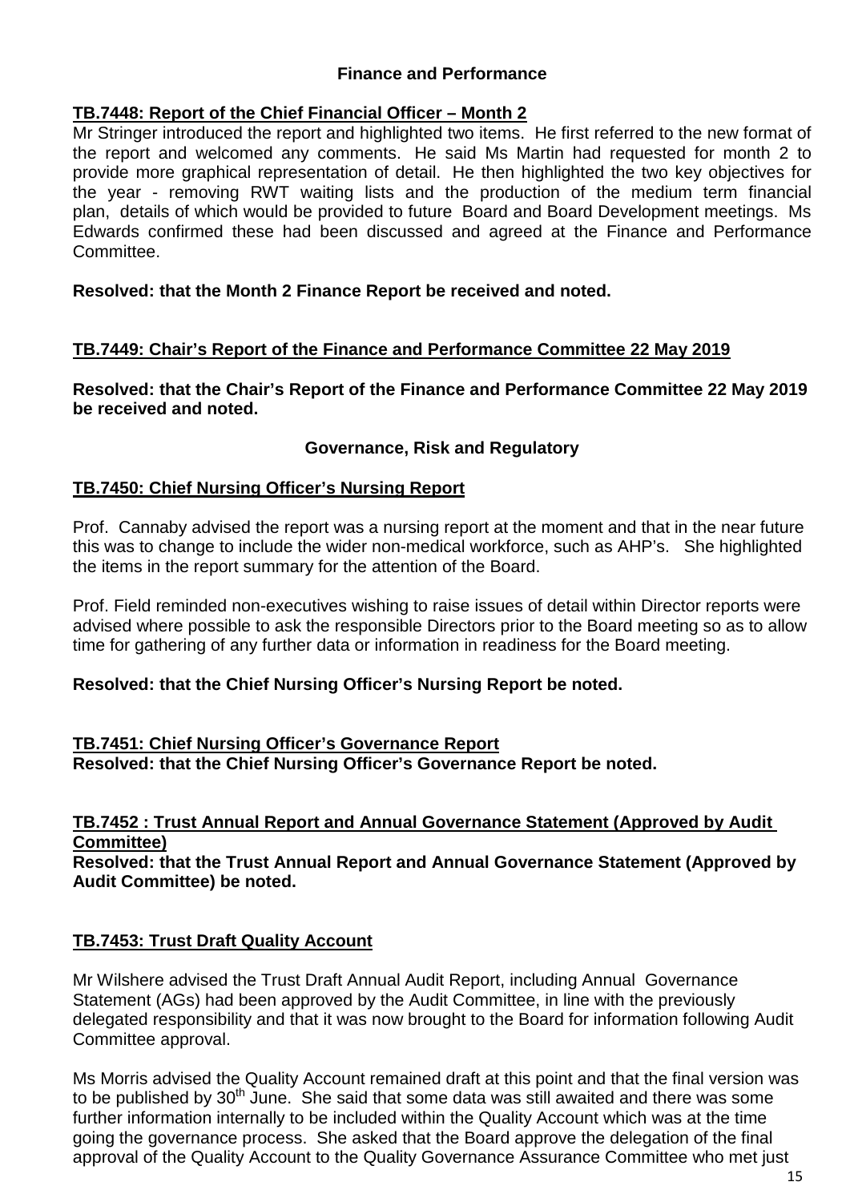### Finance and Performance

**TB.7448: Report of the Chief Financial Officer – Month 2**

Mr Stringer introduced the report and highlighted two items. He first referred to the new format of the report and welcomed any comments. He said Ms Martin had requested for month 2 to provide more graphical representation of detail. He then highlighted the two key objectives for the year - removing RWT waiting lists and the production of the medium term financial plan, details of which would be provided to future Board and Board Development meetings. Ms Edwards confirmed these had been discussed and agreed at the Finance and Performance Committee.

**Resolved: that the Month 2 Finance Report be received and noted.**

**TB.7449: Chair's Report of the Finance and Performance Committee 22 May 2019**

**Resolved: that the Chair's Report of the Finance and Performance Committee 22 May 2019 be received and noted.**

### Governance, Risk and Regulatory

**TB.7450: Chief Nursing Officer's Nursing Report**

Prof. Cannaby advised the report was a nursing report at the moment and that in the near future this was to change to include the wider non-medical workforce, such as AHP's. She highlighted the items in the report summary for the attention of the Board.

Prof. Field reminded non-executives wishing to raise issues of detail within Director reports were advised where possible to ask the responsible Directors prior to the Board meeting so as to allow time for gathering of any further data or information in readiness for the Board meeting.

**Resolved: that the Chief Nursing Officer's Nursing Report be noted.**

**TB.7451: Chief Nursing Officer's Governance Report**
**Resolved: that the Chief Nursing Officer's Governance Report be noted.**

**TB.7452 : Trust Annual Report and Annual Governance Statement (Approved by Audit Committee)**
**Resolved: that the Trust Annual Report and Annual Governance Statement (Approved by Audit Committee) be noted.**

**TB.7453: Trust Draft Quality Account**

Mr Wilshere advised the Trust Draft Annual Audit Report, including Annual Governance Statement (AGs) had been approved by the Audit Committee, in line with the previously delegated responsibility and that it was now brought to the Board for information following Audit Committee approval.

Ms Morris advised the Quality Account remained draft at this point and that the final version was to be published by 30th June. She said that some data was still awaited and there was some further information internally to be included within the Quality Account which was at the time going the governance process. She asked that the Board approve the delegation of the final approval of the Quality Account to the Quality Governance Assurance Committee who met just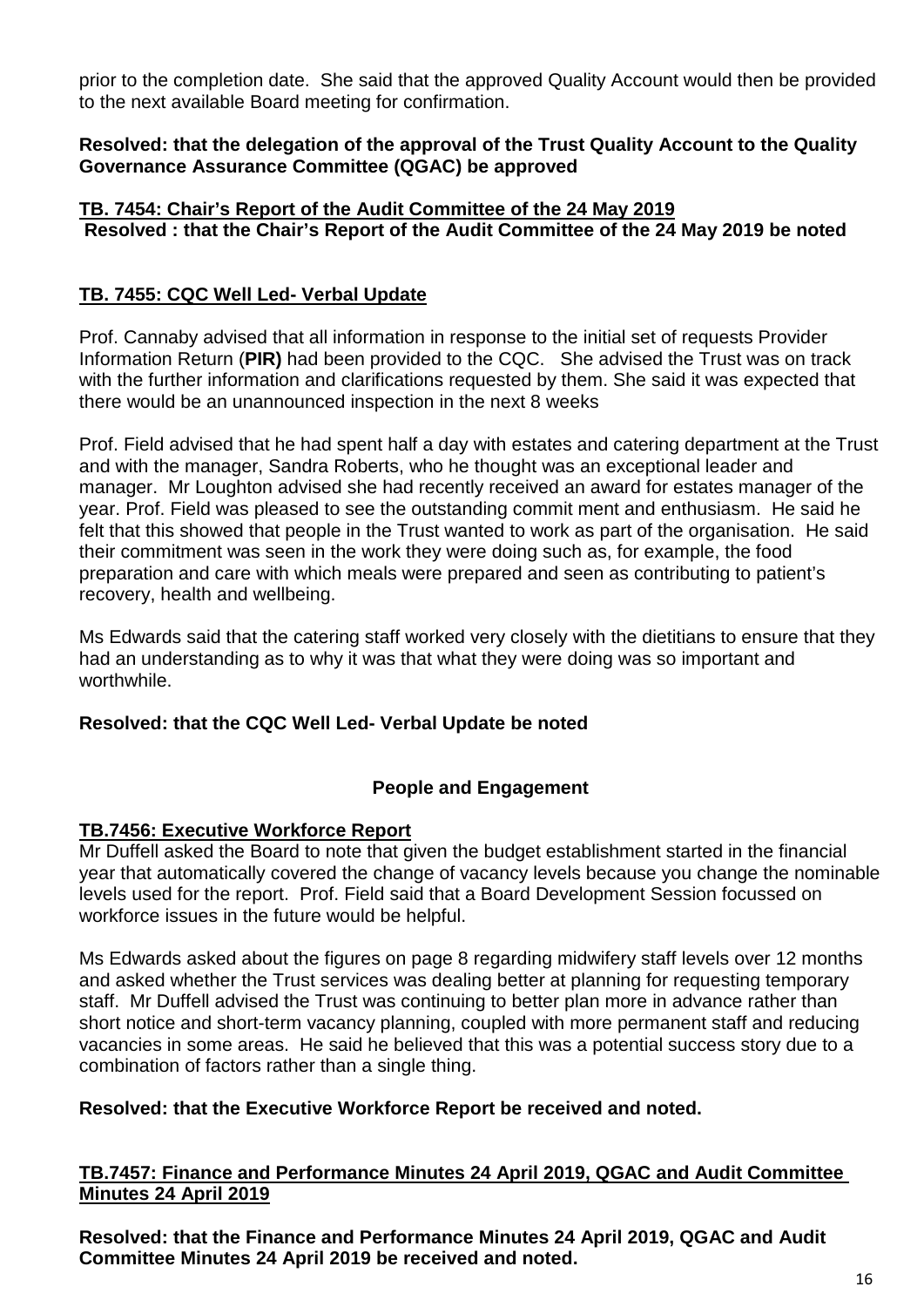prior to the completion date. She said that the approved Quality Account would then be provided to the next available Board meeting for confirmation.

**Resolved: that the delegation of the approval of the Trust Quality Account to the Quality Governance Assurance Committee (QGAC) be approved**

### TB. 7454: Chair's Report of the Audit Committee of the 24 May 2019

**Resolved : that the Chair's Report of the Audit Committee of the 24 May 2019 be noted**

### TB. 7455: CQC Well Led- Verbal Update

Prof. Cannaby advised that all information in response to the initial set of requests Provider Information Return (**PIR)** had been provided to the CQC. She advised the Trust was on track with the further information and clarifications requested by them. She said it was expected that there would be an unannounced inspection in the next 8 weeks

Prof. Field advised that he had spent half a day with estates and catering department at the Trust and with the manager, Sandra Roberts, who he thought was an exceptional leader and manager. Mr Loughton advised she had recently received an award for estates manager of the year. Prof. Field was pleased to see the outstanding commit ment and enthusiasm. He said he felt that this showed that people in the Trust wanted to work as part of the organisation. He said their commitment was seen in the work they were doing such as, for example, the food preparation and care with which meals were prepared and seen as contributing to patient's recovery, health and wellbeing.

Ms Edwards said that the catering staff worked very closely with the dietitians to ensure that they had an understanding as to why it was that what they were doing was so important and worthwhile.

**Resolved: that the CQC Well Led- Verbal Update be noted**

## People and Engagement

### TB.7456: Executive Workforce Report

Mr Duffell asked the Board to note that given the budget establishment started in the financial year that automatically covered the change of vacancy levels because you change the nominable levels used for the report. Prof. Field said that a Board Development Session focussed on workforce issues in the future would be helpful.

Ms Edwards asked about the figures on page 8 regarding midwifery staff levels over 12 months and asked whether the Trust services was dealing better at planning for requesting temporary staff. Mr Duffell advised the Trust was continuing to better plan more in advance rather than short notice and short-term vacancy planning, coupled with more permanent staff and reducing vacancies in some areas. He said he believed that this was a potential success story due to a combination of factors rather than a single thing.

**Resolved: that the Executive Workforce Report be received and noted.**

### TB.7457: Finance and Performance Minutes 24 April 2019, QGAC and Audit Committee Minutes 24 April 2019

**Resolved: that the Finance and Performance Minutes 24 April 2019, QGAC and Audit Committee Minutes 24 April 2019 be received and noted.**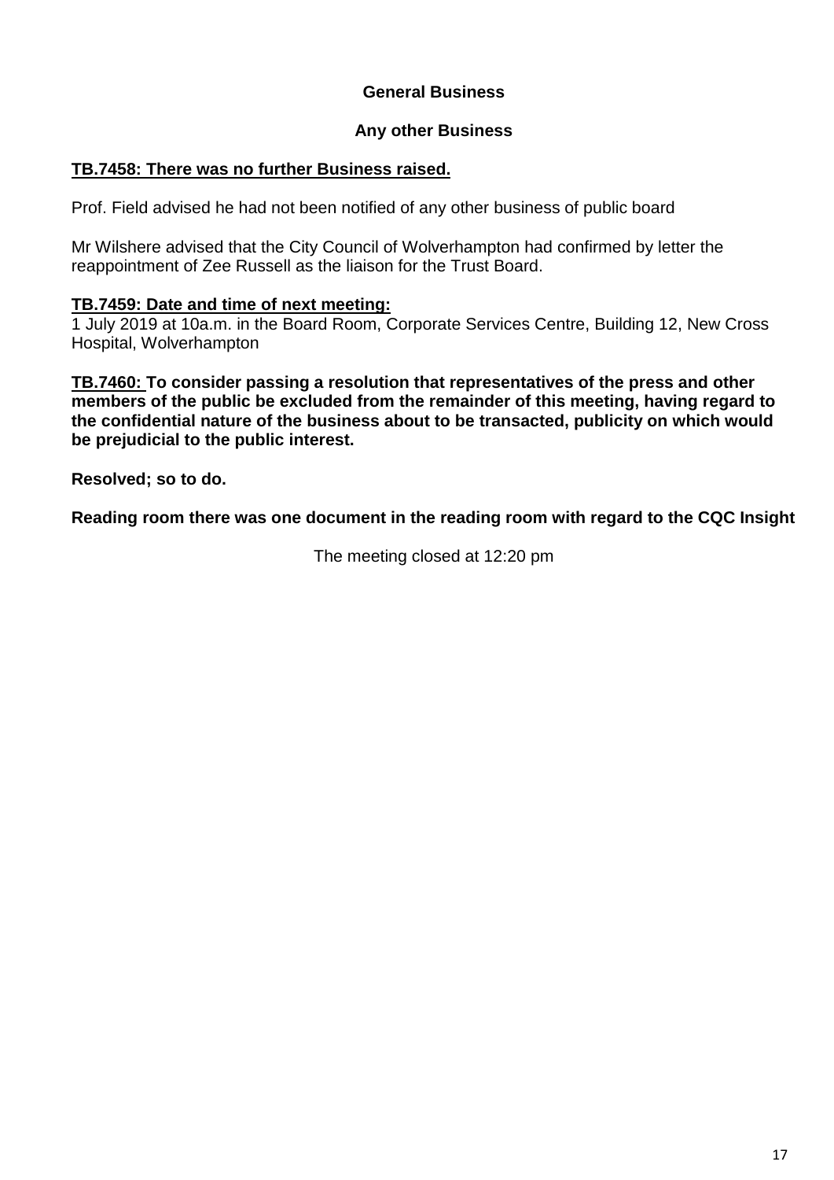## General Business

### Any other Business

**TB.7458: There was no further Business raised.**

Prof. Field advised he had not been notified of any other business of public board

Mr Wilshere advised that the City Council of Wolverhampton had confirmed by letter the reappointment of Zee Russell as the liaison for the Trust Board.

**TB.7459: Date and time of next meeting:**
1 July 2019 at 10a.m. in the Board Room, Corporate Services Centre, Building 12, New Cross Hospital, Wolverhampton

**TB.7460: To consider passing a resolution that representatives of the press and other members of the public be excluded from the remainder of this meeting, having regard to the confidential nature of the business about to be transacted, publicity on which would be prejudicial to the public interest.**

**Resolved; so to do.**

**Reading room there was one document in the reading room with regard to the CQC Insight**

The meeting closed at 12:20 pm